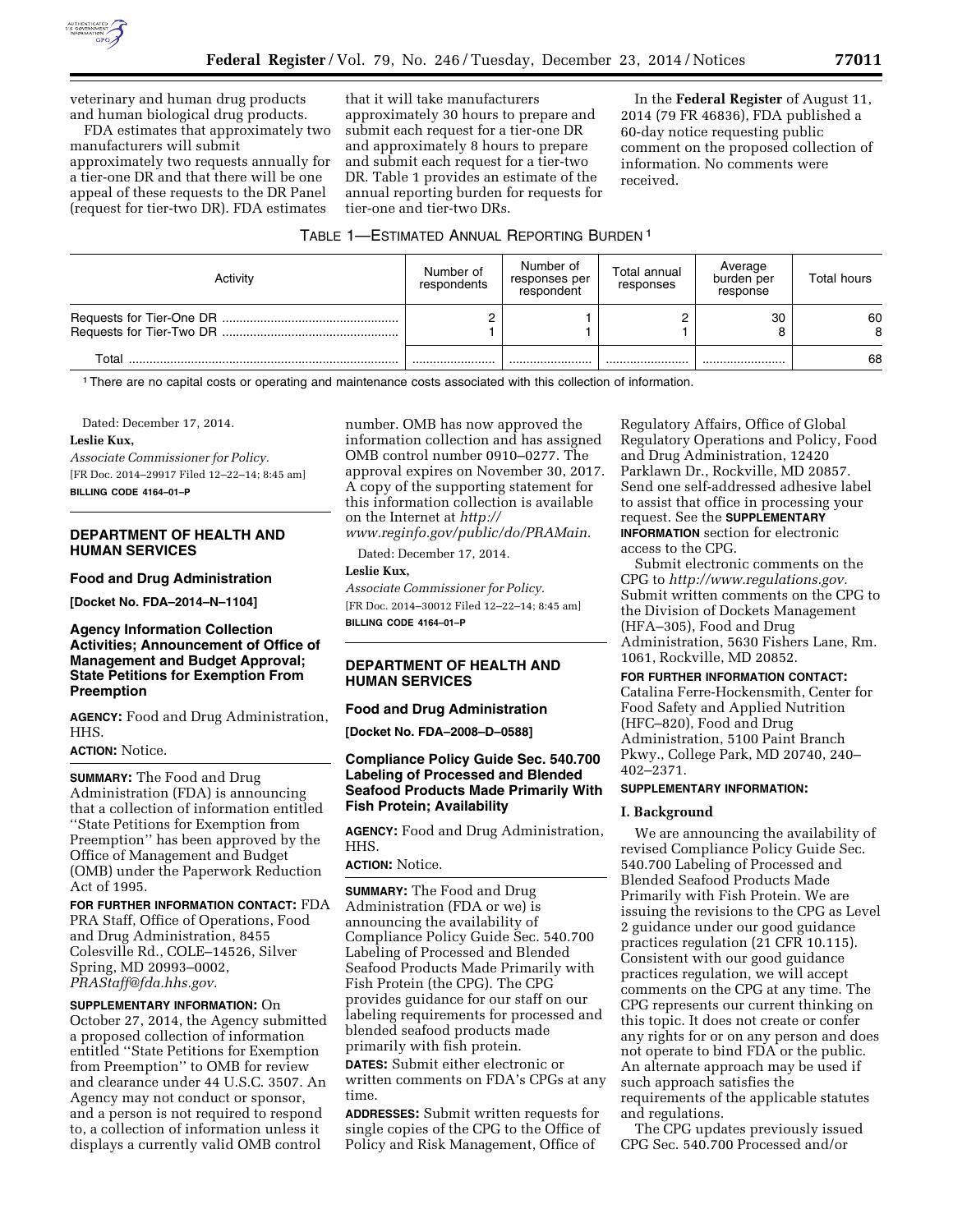veterinary and human drug products and human biological drug products.

FDA estimates that approximately two manufacturers will submit approximately two requests annually for a tier-one DR and that there will be one appeal of these requests to the DR Panel (request for tier-two DR). FDA estimates that it will take manufacturers approximately 30 hours to prepare and submit each request for a tier-one DR and approximately 8 hours to prepare and submit each request for a tier-two DR. Table 1 provides an estimate of the annual reporting burden for requests for tier-one and tier-two DRs.

In the **Federal Register** of August 11, 2014 (79 FR 46836), FDA published a 60-day notice requesting public comment on the proposed collection of information. No comments were received.

TABLE 1—ESTIMATED ANNUAL REPORTING BURDEN [1]

| Activity | Number of respondents | Number of responses per respondent | Total annual responses | Average burden per response | Total hours |
|---|---|---|---|---|---|
| Requests for Tier-One DR | 2 | 1 | 2 | 30 | 60 |
| Requests for Tier-Two DR | 1 | 1 | 1 | 8 | 8 |
| Total | | | | | 68 |

[1] There are no capital costs or operating and maintenance costs associated with this collection of information.

Dated: December 17, 2014.

**Leslie Kux,**

*Associate Commissioner for Policy.*

[FR Doc. 2014–29917 Filed 12–22–14; 8:45 am]

**BILLING CODE 4164–01–P**

## DEPARTMENT OF HEALTH AND HUMAN SERVICES

### Food and Drug Administration

**[Docket No. FDA–2014–N–1104]**

### Agency Information Collection Activities; Announcement of Office of Management and Budget Approval; State Petitions for Exemption From Preemption

**AGENCY:** Food and Drug Administration, HHS.

**ACTION:** Notice.

**SUMMARY:** The Food and Drug Administration (FDA) is announcing that a collection of information entitled ''State Petitions for Exemption from Preemption'' has been approved by the Office of Management and Budget (OMB) under the Paperwork Reduction Act of 1995.

**FOR FURTHER INFORMATION CONTACT:** FDA PRA Staff, Office of Operations, Food and Drug Administration, 8455 Colesville Rd., COLE–14526, Silver Spring, MD 20993–0002, *PRAStaff@fda.hhs.gov.*

**SUPPLEMENTARY INFORMATION:** On October 27, 2014, the Agency submitted a proposed collection of information entitled ''State Petitions for Exemption from Preemption'' to OMB for review and clearance under 44 U.S.C. 3507. An Agency may not conduct or sponsor, and a person is not required to respond to, a collection of information unless it displays a currently valid OMB control number. OMB has now approved the information collection and has assigned OMB control number 0910–0277. The approval expires on November 30, 2017. A copy of the supporting statement for this information collection is available on the Internet at *http://www.reginfo.gov/public/do/PRAMain.*

Dated: December 17, 2014.

**Leslie Kux,**

*Associate Commissioner for Policy.*

[FR Doc. 2014–30012 Filed 12–22–14; 8:45 am]

**BILLING CODE 4164–01–P**

## DEPARTMENT OF HEALTH AND HUMAN SERVICES

### Food and Drug Administration

**[Docket No. FDA–2008–D–0588]**

### Compliance Policy Guide Sec. 540.700 Labeling of Processed and Blended Seafood Products Made Primarily With Fish Protein; Availability

**AGENCY:** Food and Drug Administration, HHS.

**ACTION:** Notice.

**SUMMARY:** The Food and Drug Administration (FDA or we) is announcing the availability of Compliance Policy Guide Sec. 540.700 Labeling of Processed and Blended Seafood Products Made Primarily with Fish Protein (the CPG). The CPG provides guidance for our staff on our labeling requirements for processed and blended seafood products made primarily with fish protein.

**DATES:** Submit either electronic or written comments on FDA's CPGs at any time.

**ADDRESSES:** Submit written requests for single copies of the CPG to the Office of Policy and Risk Management, Office of Regulatory Affairs, Office of Global Regulatory Operations and Policy, Food and Drug Administration, 12420 Parklawn Dr., Rockville, MD 20857. Send one self-addressed adhesive label to assist that office in processing your request. See the **SUPPLEMENTARY INFORMATION** section for electronic access to the CPG.

Submit electronic comments on the CPG to *http://www.regulations.gov.* Submit written comments on the CPG to the Division of Dockets Management (HFA–305), Food and Drug Administration, 5630 Fishers Lane, Rm. 1061, Rockville, MD 20852.

**FOR FURTHER INFORMATION CONTACT:** Catalina Ferre-Hockensmith, Center for Food Safety and Applied Nutrition (HFC–820), Food and Drug Administration, 5100 Paint Branch Pkwy., College Park, MD 20740, 240–402–2371.

**SUPPLEMENTARY INFORMATION:**

**I. Background**

We are announcing the availability of revised Compliance Policy Guide Sec. 540.700 Labeling of Processed and Blended Seafood Products Made Primarily with Fish Protein. We are issuing the revisions to the CPG as Level 2 guidance under our good guidance practices regulation (21 CFR 10.115). Consistent with our good guidance practices regulation, we will accept comments on the CPG at any time. The CPG represents our current thinking on this topic. It does not create or confer any rights for or on any person and does not operate to bind FDA or the public. An alternate approach may be used if such approach satisfies the requirements of the applicable statutes and regulations.

The CPG updates previously issued CPG Sec. 540.700 Processed and/or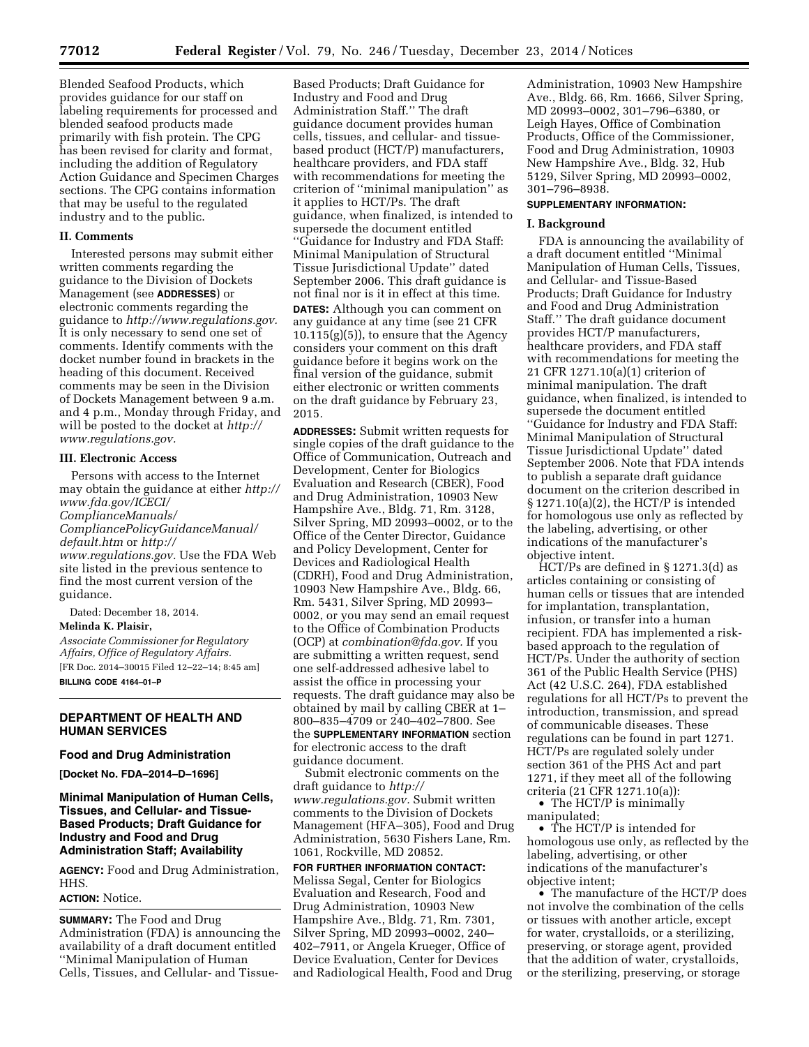Blended Seafood Products, which provides guidance for our staff on labeling requirements for processed and blended seafood products made primarily with fish protein. The CPG has been revised for clarity and format, including the addition of Regulatory Action Guidance and Specimen Charges sections. The CPG contains information that may be useful to the regulated industry and to the public.

## II. Comments

Interested persons may submit either written comments regarding the guidance to the Division of Dockets Management (see **ADDRESSES**) or electronic comments regarding the guidance to *http://www.regulations.gov.* It is only necessary to send one set of comments. Identify comments with the docket number found in brackets in the heading of this document. Received comments may be seen in the Division of Dockets Management between 9 a.m. and 4 p.m., Monday through Friday, and will be posted to the docket at *http://www.regulations.gov.*

## III. Electronic Access

Persons with access to the Internet may obtain the guidance at either *http://www.fda.gov/ICECI/ComplianceManuals/CompliancePolicyGuidanceManual/default.htm* or *http://www.regulations.gov.* Use the FDA Web site listed in the previous sentence to find the most current version of the guidance.

Dated: December 18, 2014.

**Melinda K. Plaisir,**

*Associate Commissioner for Regulatory Affairs, Office of Regulatory Affairs.*

[FR Doc. 2014–30015 Filed 12–22–14; 8:45 am]

**BILLING CODE 4164–01–P**

---

# DEPARTMENT OF HEALTH AND HUMAN SERVICES

## Food and Drug Administration

**[Docket No. FDA–2014–D–1696]**

## Minimal Manipulation of Human Cells, Tissues, and Cellular- and Tissue-Based Products; Draft Guidance for Industry and Food and Drug Administration Staff; Availability

**AGENCY:** Food and Drug Administration, HHS.

**ACTION:** Notice.

**SUMMARY:** The Food and Drug Administration (FDA) is announcing the availability of a draft document entitled ''Minimal Manipulation of Human Cells, Tissues, and Cellular- and Tissue-Based Products; Draft Guidance for Industry and Food and Drug Administration Staff.'' The draft guidance document provides human cells, tissues, and cellular- and tissue-based product (HCT/P) manufacturers, healthcare providers, and FDA staff with recommendations for meeting the criterion of ''minimal manipulation'' as it applies to HCT/Ps. The draft guidance, when finalized, is intended to supersede the document entitled ''Guidance for Industry and FDA Staff: Minimal Manipulation of Structural Tissue Jurisdictional Update'' dated September 2006. This draft guidance is not final nor is it in effect at this time.

**DATES:** Although you can comment on any guidance at any time (see 21 CFR 10.115(g)(5)), to ensure that the Agency considers your comment on this draft guidance before it begins work on the final version of the guidance, submit either electronic or written comments on the draft guidance by February 23, 2015.

**ADDRESSES:** Submit written requests for single copies of the draft guidance to the Office of Communication, Outreach and Development, Center for Biologics Evaluation and Research (CBER), Food and Drug Administration, 10903 New Hampshire Ave., Bldg. 71, Rm. 3128, Silver Spring, MD 20993–0002, or to the Office of the Center Director, Guidance and Policy Development, Center for Devices and Radiological Health (CDRH), Food and Drug Administration, 10903 New Hampshire Ave., Bldg. 66, Rm. 5431, Silver Spring, MD 20993–0002, or you may send an email request to the Office of Combination Products (OCP) at *combination@fda.gov.* If you are submitting a written request, send one self-addressed adhesive label to assist the office in processing your requests. The draft guidance may also be obtained by mail by calling CBER at 1–800–835–4709 or 240–402–7800. See the **SUPPLEMENTARY INFORMATION** section for electronic access to the draft guidance document.

Submit electronic comments on the draft guidance to *http://www.regulations.gov.* Submit written comments to the Division of Dockets Management (HFA–305), Food and Drug Administration, 5630 Fishers Lane, Rm. 1061, Rockville, MD 20852.

**FOR FURTHER INFORMATION CONTACT:** Melissa Segal, Center for Biologics Evaluation and Research, Food and Drug Administration, 10903 New Hampshire Ave., Bldg. 71, Rm. 7301, Silver Spring, MD 20993–0002, 240–402–7911, or Angela Krueger, Office of Device Evaluation, Center for Devices and Radiological Health, Food and Drug Administration, 10903 New Hampshire Ave., Bldg. 66, Rm. 1666, Silver Spring, MD 20993–0002, 301–796–6380, or Leigh Hayes, Office of Combination Products, Office of the Commissioner, Food and Drug Administration, 10903 New Hampshire Ave., Bldg. 32, Hub 5129, Silver Spring, MD 20993–0002, 301–796–8938.

**SUPPLEMENTARY INFORMATION:**

## I. Background

FDA is announcing the availability of a draft document entitled ''Minimal Manipulation of Human Cells, Tissues, and Cellular- and Tissue-Based Products; Draft Guidance for Industry and Food and Drug Administration Staff.'' The draft guidance document provides HCT/P manufacturers, healthcare providers, and FDA staff with recommendations for meeting the 21 CFR 1271.10(a)(1) criterion of minimal manipulation. The draft guidance, when finalized, is intended to supersede the document entitled ''Guidance for Industry and FDA Staff: Minimal Manipulation of Structural Tissue Jurisdictional Update'' dated September 2006. Note that FDA intends to publish a separate draft guidance document on the criterion described in § 1271.10(a)(2), the HCT/P is intended for homologous use only as reflected by the labeling, advertising, or other indications of the manufacturer's objective intent.

HCT/Ps are defined in § 1271.3(d) as articles containing or consisting of human cells or tissues that are intended for implantation, transplantation, infusion, or transfer into a human recipient. FDA has implemented a risk-based approach to the regulation of HCT/Ps. Under the authority of section 361 of the Public Health Service (PHS) Act (42 U.S.C. 264), FDA established regulations for all HCT/Ps to prevent the introduction, transmission, and spread of communicable diseases. These regulations can be found in part 1271. HCT/Ps are regulated solely under section 361 of the PHS Act and part 1271, if they meet all of the following criteria (21 CFR 1271.10(a)):

- The HCT/P is minimally manipulated;
- The HCT/P is intended for homologous use only, as reflected by the labeling, advertising, or other indications of the manufacturer's objective intent;
- The manufacture of the HCT/P does not involve the combination of the cells or tissues with another article, except for water, crystalloids, or a sterilizing, preserving, or storage agent, provided that the addition of water, crystalloids, or the sterilizing, preserving, or storage